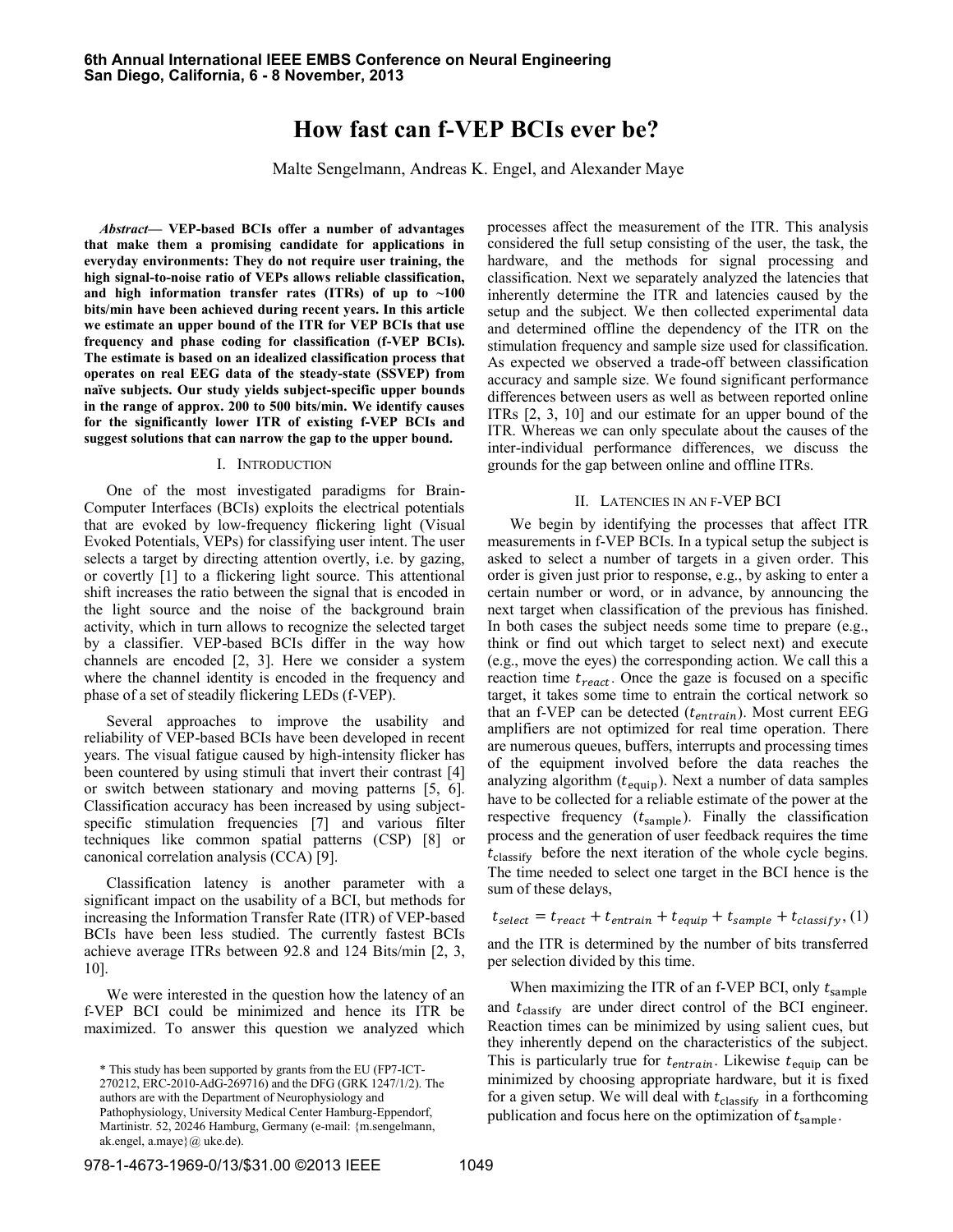# How fast can f-VEP BCIs ever be?

Malte Sengelmann, Andreas K. Engel, and Alexander Maye

***Abstract*— VEP-based BCIs offer a number of advantages that make them a promising candidate for applications in everyday environments: They do not require user training, the high signal-to-noise ratio of VEPs allows reliable classification, and high information transfer rates (ITRs) of up to ~100 bits/min have been achieved during recent years. In this article we estimate an upper bound of the ITR for VEP BCIs that use frequency and phase coding for classification (f-VEP BCIs). The estimate is based on an idealized classification process that operates on real EEG data of the steady-state (SSVEP) from naïve subjects. Our study yields subject-specific upper bounds in the range of approx. 200 to 500 bits/min. We identify causes for the significantly lower ITR of existing f-VEP BCIs and suggest solutions that can narrow the gap to the upper bound.**

## I. Introduction

One of the most investigated paradigms for Brain-Computer Interfaces (BCIs) exploits the electrical potentials that are evoked by low-frequency flickering light (Visual Evoked Potentials, VEPs) for classifying user intent. The user selects a target by directing attention overtly, i.e. by gazing, or covertly [1] to a flickering light source. This attentional shift increases the ratio between the signal that is encoded in the light source and the noise of the background brain activity, which in turn allows to recognize the selected target by a classifier. VEP-based BCIs differ in the way how channels are encoded [2, 3]. Here we consider a system where the channel identity is encoded in the frequency and phase of a set of steadily flickering LEDs (f-VEP).

Several approaches to improve the usability and reliability of VEP-based BCIs have been developed in recent years. The visual fatigue caused by high-intensity flicker has been countered by using stimuli that invert their contrast [4] or switch between stationary and moving patterns [5, 6]. Classification accuracy has been increased by using subject-specific stimulation frequencies [7] and various filter techniques like common spatial patterns (CSP) [8] or canonical correlation analysis (CCA) [9].

Classification latency is another parameter with a significant impact on the usability of a BCI, but methods for increasing the Information Transfer Rate (ITR) of VEP-based BCIs have been less studied. The currently fastest BCIs achieve average ITRs between 92.8 and 124 Bits/min [2, 3, 10].

We were interested in the question how the latency of an f-VEP BCI could be minimized and hence its ITR be maximized. To answer this question we analyzed which processes affect the measurement of the ITR. This analysis considered the full setup consisting of the user, the task, the hardware, and the methods for signal processing and classification. Next we separately analyzed the latencies that inherently determine the ITR and latencies caused by the setup and the subject. We then collected experimental data and determined offline the dependency of the ITR on the stimulation frequency and sample size used for classification. As expected we observed a trade-off between classification accuracy and sample size. We found significant performance differences between users as well as between reported online ITRs [2, 3, 10] and our estimate for an upper bound of the ITR. Whereas we can only speculate about the causes of the inter-individual performance differences, we discuss the grounds for the gap between online and offline ITRs.

## II. Latencies in an f-VEP BCI

We begin by identifying the processes that affect ITR measurements in f-VEP BCIs. In a typical setup the subject is asked to select a number of targets in a given order. This order is given just prior to response, e.g., by asking to enter a certain number or word, or in advance, by announcing the next target when classification of the previous has finished. In both cases the subject needs some time to prepare (e.g., think or find out which target to select next) and execute (e.g., move the eyes) the corresponding action. We call this a reaction time $t_{react}$. Once the gaze is focused on a specific target, it takes some time to entrain the cortical network so that an f-VEP can be detected ($t_{entrain}$). Most current EEG amplifiers are not optimized for real time operation. There are numerous queues, buffers, interrupts and processing times of the equipment involved before the data reaches the analyzing algorithm ($t_{\mathrm{equip}}$). Next a number of data samples have to be collected for a reliable estimate of the power at the respective frequency ($t_{\mathrm{sample}}$). Finally the classification process and the generation of user feedback requires the time $t_{\mathrm{classify}}$ before the next iteration of the whole cycle begins. The time needed to select one target in the BCI hence is the sum of these delays,

$$t_{select} = t_{react} + t_{entrain} + t_{equip} + t_{sample} + t_{classify}, \quad (1)$$

and the ITR is determined by the number of bits transferred per selection divided by this time.

When maximizing the ITR of an f-VEP BCI, only $t_{\mathrm{sample}}$ and $t_{\mathrm{classify}}$ are under direct control of the BCI engineer. Reaction times can be minimized by using salient cues, but they inherently depend on the characteristics of the subject. This is particularly true for $t_{entrain}$. Likewise $t_{\mathrm{equip}}$ can be minimized by choosing appropriate hardware, but it is fixed for a given setup. We will deal with $t_{\mathrm{classify}}$ in a forthcoming publication and focus here on the optimization of $t_{\mathrm{sample}}$.

\* This study has been supported by grants from the EU (FP7-ICT-270212, ERC-2010-AdG-269716) and the DFG (GRK 1247/1/2). The authors are with the Department of Neurophysiology and Pathophysiology, University Medical Center Hamburg-Eppendorf, Martinistr. 52, 20246 Hamburg, Germany (e-mail: {m.sengelmann, ak.engel, a.maye}@ uke.de).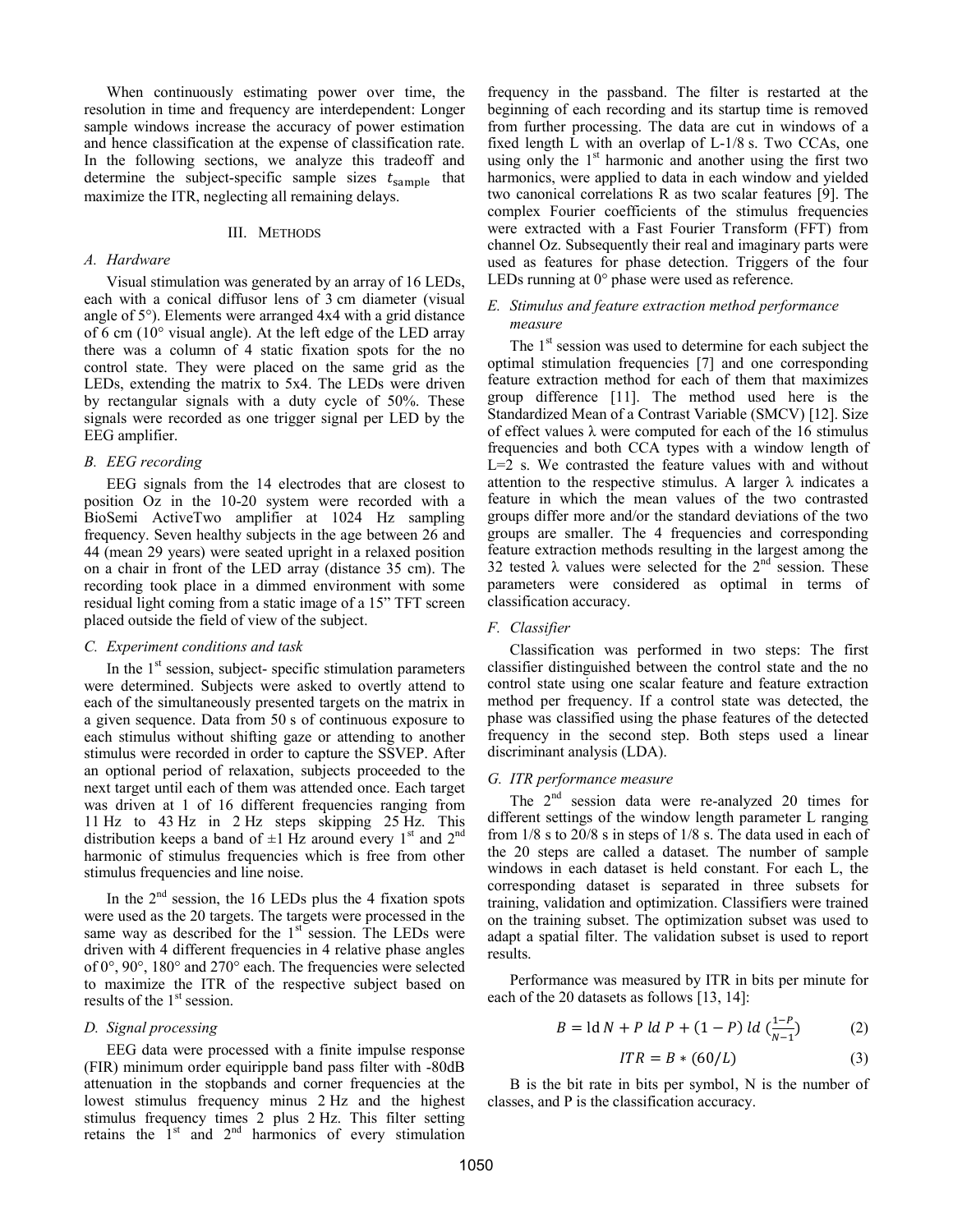When continuously estimating power over time, the resolution in time and frequency are interdependent: Longer sample windows increase the accuracy of power estimation and hence classification at the expense of classification rate. In the following sections, we analyze this tradeoff and determine the subject-specific sample sizes $t_{\text{sample}}$ that maximize the ITR, neglecting all remaining delays.

## III. Methods

### A. Hardware

Visual stimulation was generated by an array of 16 LEDs, each with a conical diffusor lens of 3 cm diameter (visual angle of 5°). Elements were arranged 4x4 with a grid distance of 6 cm (10° visual angle). At the left edge of the LED array there was a column of 4 static fixation spots for the no control state. They were placed on the same grid as the LEDs, extending the matrix to 5x4. The LEDs were driven by rectangular signals with a duty cycle of 50%. These signals were recorded as one trigger signal per LED by the EEG amplifier.

### B. EEG recording

EEG signals from the 14 electrodes that are closest to position Oz in the 10-20 system were recorded with a BioSemi ActiveTwo amplifier at 1024 Hz sampling frequency. Seven healthy subjects in the age between 26 and 44 (mean 29 years) were seated upright in a relaxed position on a chair in front of the LED array (distance 35 cm). The recording took place in a dimmed environment with some residual light coming from a static image of a 15" TFT screen placed outside the field of view of the subject.

### C. Experiment conditions and task

In the 1st session, subject- specific stimulation parameters were determined. Subjects were asked to overtly attend to each of the simultaneously presented targets on the matrix in a given sequence. Data from 50 s of continuous exposure to each stimulus without shifting gaze or attending to another stimulus were recorded in order to capture the SSVEP. After an optional period of relaxation, subjects proceeded to the next target until each of them was attended once. Each target was driven at 1 of 16 different frequencies ranging from 11 Hz to 43 Hz in 2 Hz steps skipping 25 Hz. This distribution keeps a band of ±1 Hz around every 1st and 2nd harmonic of stimulus frequencies which is free from other stimulus frequencies and line noise.

In the 2nd session, the 16 LEDs plus the 4 fixation spots were used as the 20 targets. The targets were processed in the same way as described for the 1st session. The LEDs were driven with 4 different frequencies in 4 relative phase angles of 0°, 90°, 180° and 270° each. The frequencies were selected to maximize the ITR of the respective subject based on results of the 1st session.

### D. Signal processing

EEG data were processed with a finite impulse response (FIR) minimum order equiripple band pass filter with -80dB attenuation in the stopbands and corner frequencies at the lowest stimulus frequency minus 2 Hz and the highest stimulus frequency times 2 plus 2 Hz. This filter setting retains the 1st and 2nd harmonics of every stimulation frequency in the passband. The filter is restarted at the beginning of each recording and its startup time is removed from further processing. The data are cut in windows of a fixed length L with an overlap of L-1/8 s. Two CCAs, one using only the 1st harmonic and another using the first two harmonics, were applied to data in each window and yielded two canonical correlations R as two scalar features [9]. The complex Fourier coefficients of the stimulus frequencies were extracted with a Fast Fourier Transform (FFT) from channel Oz. Subsequently their real and imaginary parts were used as features for phase detection. Triggers of the four LEDs running at 0° phase were used as reference.

### E. Stimulus and feature extraction method performance measure

The 1st session was used to determine for each subject the optimal stimulation frequencies [7] and one corresponding feature extraction method for each of them that maximizes group difference [11]. The method used here is the Standardized Mean of a Contrast Variable (SMCV) [12]. Size of effect values λ were computed for each of the 16 stimulus frequencies and both CCA types with a window length of L=2 s. We contrasted the feature values with and without attention to the respective stimulus. A larger λ indicates a feature in which the mean values of the two contrasted groups differ more and/or the standard deviations of the two groups are smaller. The 4 frequencies and corresponding feature extraction methods resulting in the largest among the 32 tested λ values were selected for the 2nd session. These parameters were considered as optimal in terms of classification accuracy.

### F. Classifier

Classification was performed in two steps: The first classifier distinguished between the control state and the no control state using one scalar feature and feature extraction method per frequency. If a control state was detected, the phase was classified using the phase features of the detected frequency in the second step. Both steps used a linear discriminant analysis (LDA).

### G. ITR performance measure

The 2nd session data were re-analyzed 20 times for different settings of the window length parameter L ranging from 1/8 s to 20/8 s in steps of 1/8 s. The data used in each of the 20 steps are called a dataset. The number of sample windows in each dataset is held constant. For each L, the corresponding dataset is separated in three subsets for training, validation and optimization. Classifiers were trained on the training subset. The optimization subset was used to adapt a spatial filter. The validation subset is used to report results.

Performance was measured by ITR in bits per minute for each of the 20 datasets as follows [13, 14]:

$$B = \operatorname{ld} N + P \operatorname{ld} P + (1-P) \operatorname{ld} \left(\frac{1-P}{N-1}\right) \tag{2}$$

$$ITR = B * (60/L) \tag{3}$$

B is the bit rate in bits per symbol, N is the number of classes, and P is the classification accuracy.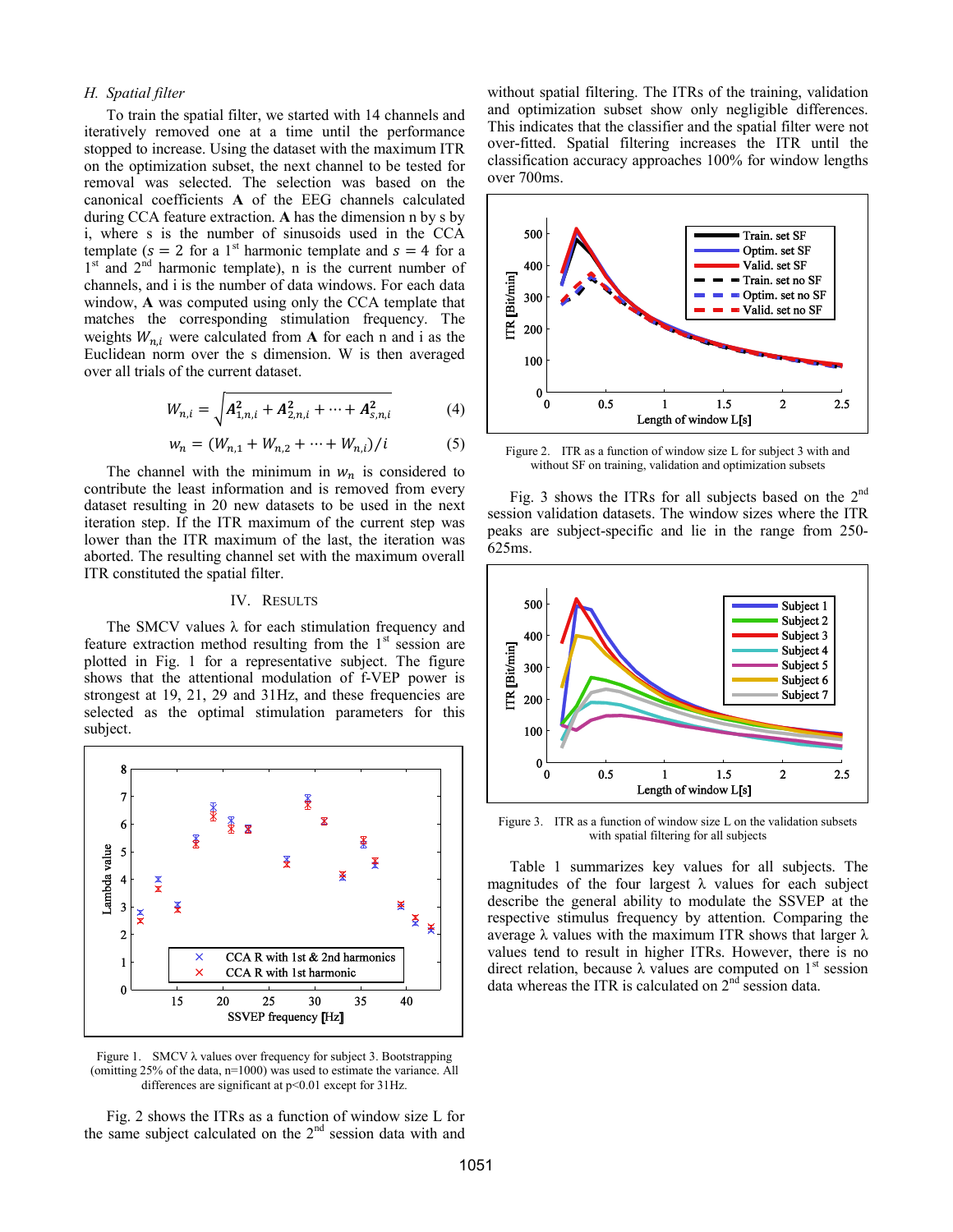### H. Spatial filter

To train the spatial filter, we started with 14 channels and iteratively removed one at a time until the performance stopped to increase. Using the dataset with the maximum ITR on the optimization subset, the next channel to be tested for removal was selected. The selection was based on the canonical coefficients **A** of the EEG channels calculated during CCA feature extraction. **A** has the dimension n by s by i, where s is the number of sinusoids used in the CCA template ($s = 2$ for a 1st harmonic template and $s = 4$ for a 1st and 2nd harmonic template), n is the current number of channels, and i is the number of data windows. For each data window, **A** was computed using only the CCA template that matches the corresponding stimulation frequency. The weights $W_{n,i}$ were calculated from **A** for each n and i as the Euclidean norm over the s dimension. W is then averaged over all trials of the current dataset.

$$W_{n,i} = \sqrt{\boldsymbol{A}_{1,n,i}^2 + \boldsymbol{A}_{2,n,i}^2 + \cdots + \boldsymbol{A}_{s,n,i}^2} \tag{4}$$

$$w_n = (W_{n,1} + W_{n,2} + \cdots + W_{n,i})/i \tag{5}$$

The channel with the minimum in $w_n$ is considered to contribute the least information and is removed from every dataset resulting in 20 new datasets to be used in the next iteration step. If the ITR maximum of the current step was lower than the ITR maximum of the last, the iteration was aborted. The resulting channel set with the maximum overall ITR constituted the spatial filter.

## IV. Results

The SMCV values λ for each stimulation frequency and feature extraction method resulting from the 1st session are plotted in Fig. 1 for a representative subject. The figure shows that the attentional modulation of f-VEP power is strongest at 19, 21, 29 and 31Hz, and these frequencies are selected as the optimal stimulation parameters for this subject.

Figure 1. SMCV λ values over frequency for subject 3. Bootstrapping (omitting 25% of the data, n=1000) was used to estimate the variance. All differences are significant at p<0.01 except for 31Hz.

Fig. 2 shows the ITRs as a function of window size L for the same subject calculated on the 2nd session data with and without spatial filtering. The ITRs of the training, validation and optimization subset show only negligible differences. This indicates that the classifier and the spatial filter were not over-fitted. Spatial filtering increases the ITR until the classification accuracy approaches 100% for window lengths over 700ms.

Figure 2. ITR as a function of window size L for subject 3 with and without SF on training, validation and optimization subsets

Fig. 3 shows the ITRs for all subjects based on the 2nd session validation datasets. The window sizes where the ITR peaks are subject-specific and lie in the range from 250-625ms.

Figure 3. ITR as a function of window size L on the validation subsets with spatial filtering for all subjects

Table 1 summarizes key values for all subjects. The magnitudes of the four largest λ values for each subject describe the general ability to modulate the SSVEP at the respective stimulus frequency by attention. Comparing the average λ values with the maximum ITR shows that larger λ values tend to result in higher ITRs. However, there is no direct relation, because λ values are computed on 1st session data whereas the ITR is calculated on 2nd session data.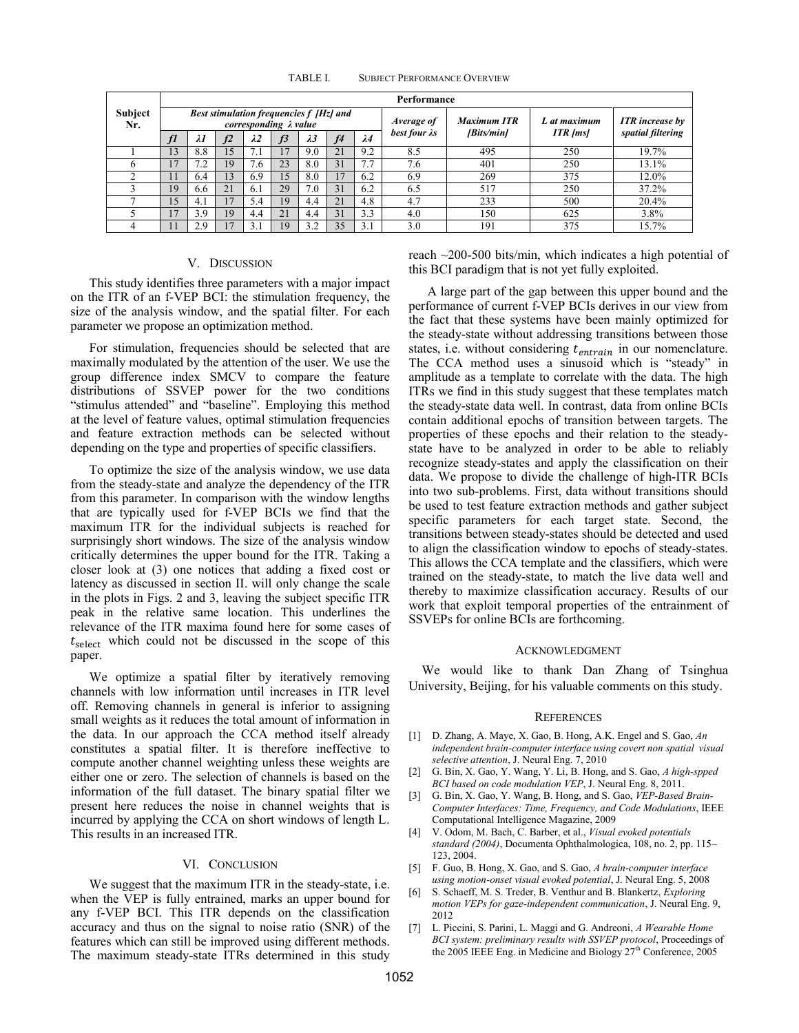TABLE I. SUBJECT PERFORMANCE OVERVIEW

| Subject Nr. | Performance | | | | | | | | | | | | |
|---|---|---|---|---|---|---|---|---|---|---|---|---|---|
| | ***Best stimulation frequencies f [Hz] and corresponding λ value*** | | | | | | | | ***Average of best four λs*** | ***Maximum ITR [Bits/min]*** | ***L at maximum ITR [ms]*** | ***ITR increase by spatial filtering*** |
| | ***f1*** | ***λ1*** | ***f2*** | ***λ2*** | ***f3*** | ***λ3*** | ***f4*** | ***λ4*** | | | | |
| 1 | 13 | 8.8 | 15 | 7.1 | 17 | 9.0 | 21 | 9.2 | 8.5 | 495 | 250 | 19.7% |
| 6 | 17 | 7.2 | 19 | 7.6 | 23 | 8.0 | 31 | 7.7 | 7.6 | 401 | 250 | 13.1% |
| 2 | 11 | 6.4 | 13 | 6.9 | 15 | 8.0 | 17 | 6.2 | 6.9 | 269 | 375 | 12.0% |
| 3 | 19 | 6.6 | 21 | 6.1 | 29 | 7.0 | 31 | 6.2 | 6.5 | 517 | 250 | 37.2% |
| 7 | 15 | 4.1 | 17 | 5.4 | 19 | 4.4 | 21 | 4.8 | 4.7 | 233 | 500 | 20.4% |
| 5 | 17 | 3.9 | 19 | 4.4 | 21 | 4.4 | 31 | 3.3 | 4.0 | 150 | 625 | 3.8% |
| 4 | 11 | 2.9 | 17 | 3.1 | 19 | 3.2 | 35 | 3.1 | 3.0 | 191 | 375 | 15.7% |

## V. DISCUSSION

This study identifies three parameters with a major impact on the ITR of an f-VEP BCI: the stimulation frequency, the size of the analysis window, and the spatial filter. For each parameter we propose an optimization method.

For stimulation, frequencies should be selected that are maximally modulated by the attention of the user. We use the group difference index SMCV to compare the feature distributions of SSVEP power for the two conditions "stimulus attended" and "baseline". Employing this method at the level of feature values, optimal stimulation frequencies and feature extraction methods can be selected without depending on the type and properties of specific classifiers.

To optimize the size of the analysis window, we use data from the steady-state and analyze the dependency of the ITR from this parameter. In comparison with the window lengths that are typically used for f-VEP BCIs we find that the maximum ITR for the individual subjects is reached for surprisingly short windows. The size of the analysis window critically determines the upper bound for the ITR. Taking a closer look at (3) one notices that adding a fixed cost or latency as discussed in section II. will only change the scale in the plots in Figs. 2 and 3, leaving the subject specific ITR peak in the relative same location. This underlines the relevance of the ITR maxima found here for some cases of $t_{\text{select}}$ which could not be discussed in the scope of this paper.

We optimize a spatial filter by iteratively removing channels with low information until increases in ITR level off. Removing channels in general is inferior to assigning small weights as it reduces the total amount of information in the data. In our approach the CCA method itself already constitutes a spatial filter. It is therefore ineffective to compute another channel weighting unless these weights are either one or zero. The selection of channels is based on the information of the full dataset. The binary spatial filter we present here reduces the noise in channel weights that is incurred by applying the CCA on short windows of length L. This results in an increased ITR.

## VI. CONCLUSION

We suggest that the maximum ITR in the steady-state, i.e. when the VEP is fully entrained, marks an upper bound for any f-VEP BCI. This ITR depends on the classification accuracy and thus on the signal to noise ratio (SNR) of the features which can still be improved using different methods. The maximum steady-state ITRs determined in this study reach ~200-500 bits/min, which indicates a high potential of this BCI paradigm that is not yet fully exploited.

A large part of the gap between this upper bound and the performance of current f-VEP BCIs derives in our view from the fact that these systems have been mainly optimized for the steady-state without addressing transitions between those states, i.e. without considering $t_{entrain}$ in our nomenclature. The CCA method uses a sinusoid which is "steady" in amplitude as a template to correlate with the data. The high ITRs we find in this study suggest that these templates match the steady-state data well. In contrast, data from online BCIs contain additional epochs of transition between targets. The properties of these epochs and their relation to the steady-state have to be analyzed in order to be able to reliably recognize steady-states and apply the classification on their data. We propose to divide the challenge of high-ITR BCIs into two sub-problems. First, data without transitions should be used to test feature extraction methods and gather subject specific parameters for each target state. Second, the transitions between steady-states should be detected and used to align the classification window to epochs of steady-states. This allows the CCA template and the classifiers, which were trained on the steady-state, to match the live data well and thereby to maximize classification accuracy. Results of our work that exploit temporal properties of the entrainment of SSVEPs for online BCIs are forthcoming.

## ACKNOWLEDGMENT

We would like to thank Dan Zhang of Tsinghua University, Beijing, for his valuable comments on this study.

## REFERENCES

[1] D. Zhang, A. Maye, X. Gao, B. Hong, A.K. Engel and S. Gao, *An independent brain-computer interface using covert non spatial visual selective attention*, J. Neural Eng. 7, 2010

[2] G. Bin, X. Gao, Y. Wang, Y. Li, B. Hong, and S. Gao, *A high-spped BCI based on code modulation VEP*, J. Neural Eng. 8, 2011.

[3] G. Bin, X. Gao, Y. Wang, B. Hong, and S. Gao, *VEP-Based Brain-Computer Interfaces: Time, Frequency, and Code Modulations*, IEEE Computational Intelligence Magazine, 2009

[4] V. Odom, M. Bach, C. Barber, et al., *Visual evoked potentials standard (2004)*, Documenta Ophthalmologica, 108, no. 2, pp. 115–123, 2004.

[5] F. Guo, B. Hong, X. Gao, and S. Gao, *A brain-computer interface using motion-onset visual evoked potential*, J. Neural Eng. 5, 2008

[6] S. Schaeff, M. S. Treder, B. Venthur and B. Blankertz, *Exploring motion VEPs for gaze-independent communication*, J. Neural Eng. 9, 2012

[7] L. Piccini, S. Parini, L. Maggi and G. Andreoni, *A Wearable Home BCI system: preliminary results with SSVEP protocol*, Proceedings of the 2005 IEEE Eng. in Medicine and Biology 27th Conference, 2005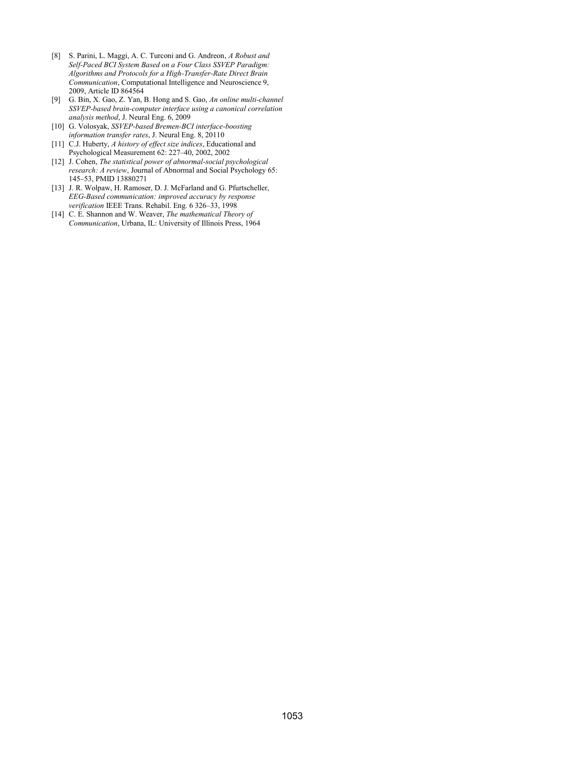[8] S. Parini, L. Maggi, A. C. Turconi and G. Andreon, *A Robust and Self-Paced BCI System Based on a Four Class SSVEP Paradigm: Algorithms and Protocols for a High-Transfer-Rate Direct Brain Communication*, Computational Intelligence and Neuroscience 9, 2009, Article ID 864564

[9] G. Bin, X. Gao, Z. Yan, B. Hong and S. Gao, *An online multi-channel SSVEP-based brain-computer interface using a canonical correlation analysis method*, J. Neural Eng. 6, 2009

[10] G. Volosyak, *SSVEP-based Bremen-BCI interface-boosting information transfer rates*, J. Neural Eng. 8, 20110

[11] C.J. Huberty, *A history of effect size indices*, Educational and Psychological Measurement 62: 227–40, 2002, 2002

[12] J. Cohen, *The statistical power of abnormal-social psychological research: A review*, Journal of Abnormal and Social Psychology 65: 145–53, PMID 13880271

[13] J. R. Wolpaw, H. Ramoser, D. J. McFarland and G. Pfurtscheller, *EEG-Based communication: improved accuracy by response verification* IEEE Trans. Rehabil. Eng. 6 326–33, 1998

[14] C. E. Shannon and W. Weaver, *The mathematical Theory of Communication*, Urbana, IL: University of Illinois Press, 1964